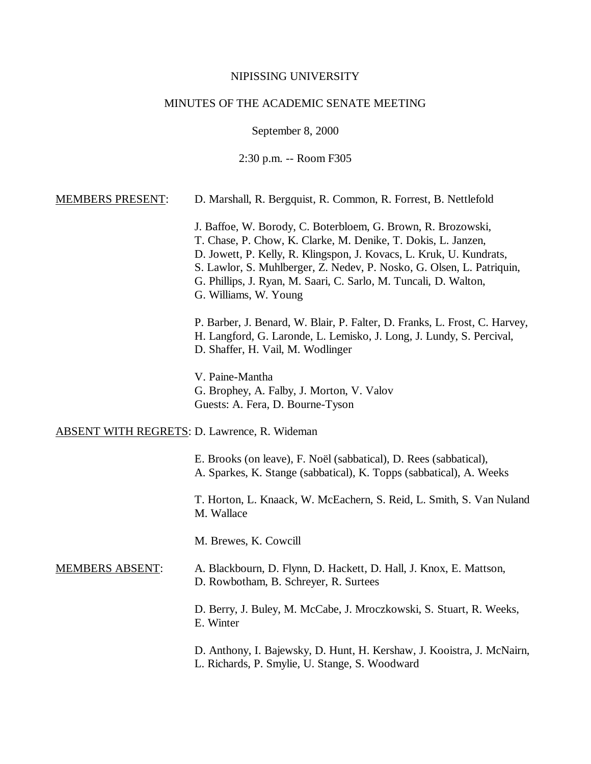NIPISSING UNIVERSITY

MINUTES OF THE ACADEMIC SENATE MEETING

September 8, 2000

2:30 p.m. -- Room F305

<u>MEMBERS PRESENT</u>: D. Marshall, R. Bergquist, R. Common, R. Forrest, B. Nettlefold

J. Baffoe, W. Borody, C. Boterbloem, G. Brown, R. Brozowski, T. Chase, P. Chow, K. Clarke, M. Denike, T. Dokis, L. Janzen, D. Jowett, P. Kelly, R. Klingspon, J. Kovacs, L. Kruk, U. Kundrats, S. Lawlor, S. Muhlberger, Z. Nedev, P. Nosko, G. Olsen, L. Patriquin, G. Phillips, J. Ryan, M. Saari, C. Sarlo, M. Tuncali, D. Walton, G. Williams, W. Young

P. Barber, J. Benard, W. Blair, P. Falter, D. Franks, L. Frost, C. Harvey, H. Langford, G. Laronde, L. Lemisko, J. Long, J. Lundy, S. Percival, D. Shaffer, H. Vail, M. Wodlinger

V. Paine-Mantha
G. Brophey, A. Falby, J. Morton, V. Valov
Guests: A. Fera, D. Bourne-Tyson

<u>ABSENT WITH REGRETS</u>: D. Lawrence, R. Wideman

E. Brooks (on leave), F. Noël (sabbatical), D. Rees (sabbatical), A. Sparkes, K. Stange (sabbatical), K. Topps (sabbatical), A. Weeks

T. Horton, L. Knaack, W. McEachern, S. Reid, L. Smith, S. Van Nuland M. Wallace

M. Brewes, K. Cowcill

<u>MEMBERS ABSENT</u>: A. Blackbourn, D. Flynn, D. Hackett, D. Hall, J. Knox, E. Mattson, D. Rowbotham, B. Schreyer, R. Surtees

D. Berry, J. Buley, M. McCabe, J. Mroczkowski, S. Stuart, R. Weeks, E. Winter

D. Anthony, I. Bajewsky, D. Hunt, H. Kershaw, J. Kooistra, J. McNairn, L. Richards, P. Smylie, U. Stange, S. Woodward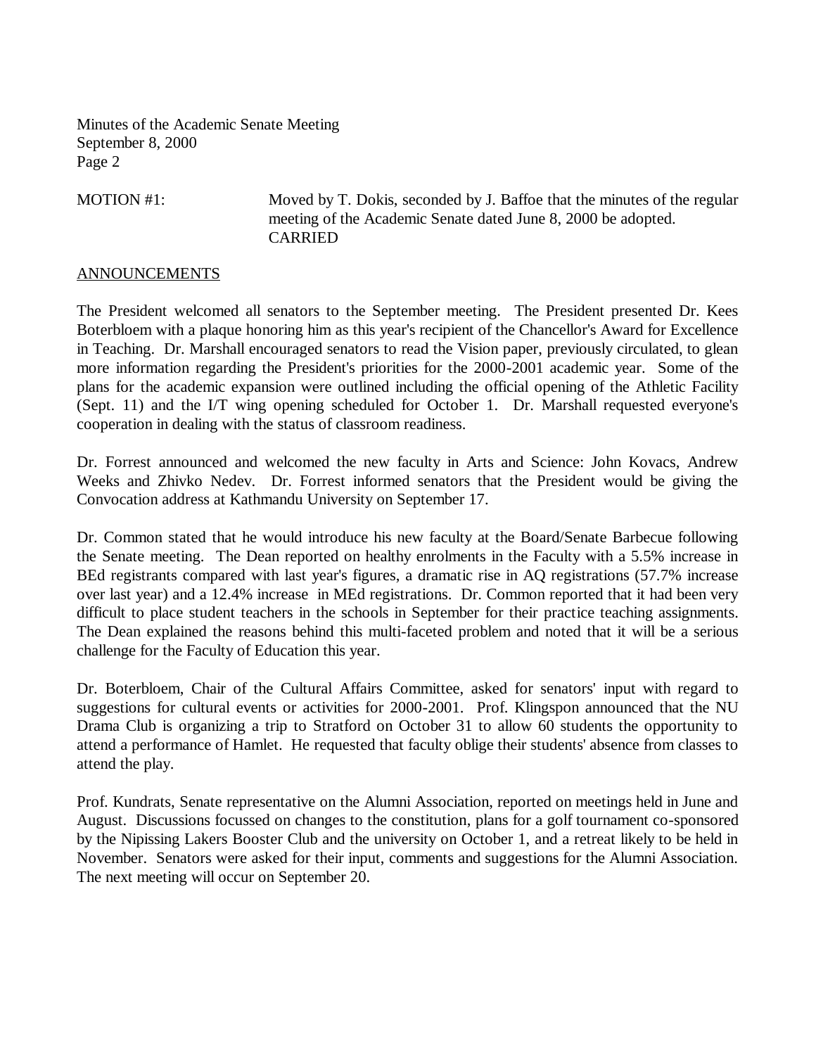MOTION #1: Moved by T. Dokis, seconded by J. Baffoe that the minutes of the regular meeting of the Academic Senate dated June 8, 2000 be adopted.
CARRIED

## ANNOUNCEMENTS

The President welcomed all senators to the September meeting. The President presented Dr. Kees Boterbloem with a plaque honoring him as this year's recipient of the Chancellor's Award for Excellence in Teaching. Dr. Marshall encouraged senators to read the Vision paper, previously circulated, to glean more information regarding the President's priorities for the 2000-2001 academic year. Some of the plans for the academic expansion were outlined including the official opening of the Athletic Facility (Sept. 11) and the I/T wing opening scheduled for October 1. Dr. Marshall requested everyone's cooperation in dealing with the status of classroom readiness.

Dr. Forrest announced and welcomed the new faculty in Arts and Science: John Kovacs, Andrew Weeks and Zhivko Nedev. Dr. Forrest informed senators that the President would be giving the Convocation address at Kathmandu University on September 17.

Dr. Common stated that he would introduce his new faculty at the Board/Senate Barbecue following the Senate meeting. The Dean reported on healthy enrolments in the Faculty with a 5.5% increase in BEd registrants compared with last year's figures, a dramatic rise in AQ registrations (57.7% increase over last year) and a 12.4% increase in MEd registrations. Dr. Common reported that it had been very difficult to place student teachers in the schools in September for their practice teaching assignments. The Dean explained the reasons behind this multi-faceted problem and noted that it will be a serious challenge for the Faculty of Education this year.

Dr. Boterbloem, Chair of the Cultural Affairs Committee, asked for senators' input with regard to suggestions for cultural events or activities for 2000-2001. Prof. Klingspon announced that the NU Drama Club is organizing a trip to Stratford on October 31 to allow 60 students the opportunity to attend a performance of Hamlet. He requested that faculty oblige their students' absence from classes to attend the play.

Prof. Kundrats, Senate representative on the Alumni Association, reported on meetings held in June and August. Discussions focussed on changes to the constitution, plans for a golf tournament co-sponsored by the Nipissing Lakers Booster Club and the university on October 1, and a retreat likely to be held in November. Senators were asked for their input, comments and suggestions for the Alumni Association. The next meeting will occur on September 20.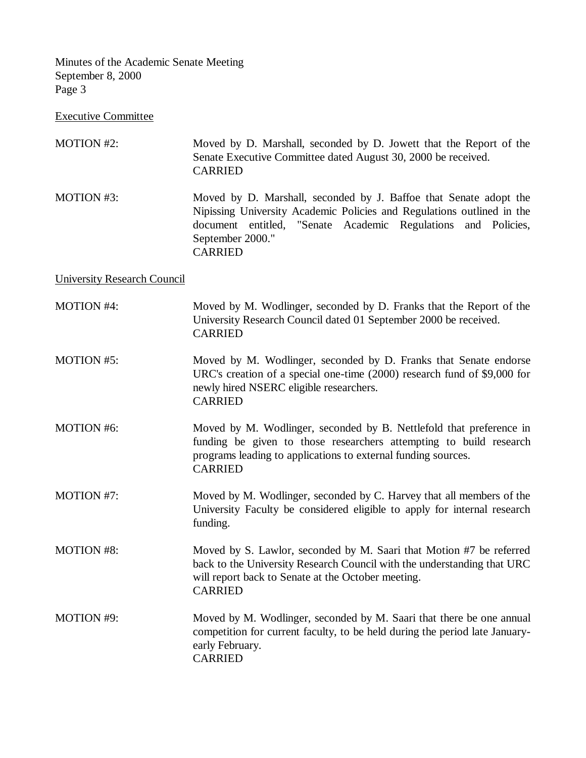Executive Committee

MOTION #2: Moved by D. Marshall, seconded by D. Jowett that the Report of the Senate Executive Committee dated August 30, 2000 be received.
CARRIED

MOTION #3: Moved by D. Marshall, seconded by J. Baffoe that Senate adopt the Nipissing University Academic Policies and Regulations outlined in the document entitled, "Senate Academic Regulations and Policies, September 2000."
CARRIED

University Research Council

MOTION #4: Moved by M. Wodlinger, seconded by D. Franks that the Report of the University Research Council dated 01 September 2000 be received.
CARRIED

MOTION #5: Moved by M. Wodlinger, seconded by D. Franks that Senate endorse URC's creation of a special one-time (2000) research fund of $9,000 for newly hired NSERC eligible researchers.
CARRIED

MOTION #6: Moved by M. Wodlinger, seconded by B. Nettlefold that preference in funding be given to those researchers attempting to build research programs leading to applications to external funding sources.
CARRIED

MOTION #7: Moved by M. Wodlinger, seconded by C. Harvey that all members of the University Faculty be considered eligible to apply for internal research funding.

MOTION #8: Moved by S. Lawlor, seconded by M. Saari that Motion #7 be referred back to the University Research Council with the understanding that URC will report back to Senate at the October meeting.
CARRIED

MOTION #9: Moved by M. Wodlinger, seconded by M. Saari that there be one annual competition for current faculty, to be held during the period late January-early February.
CARRIED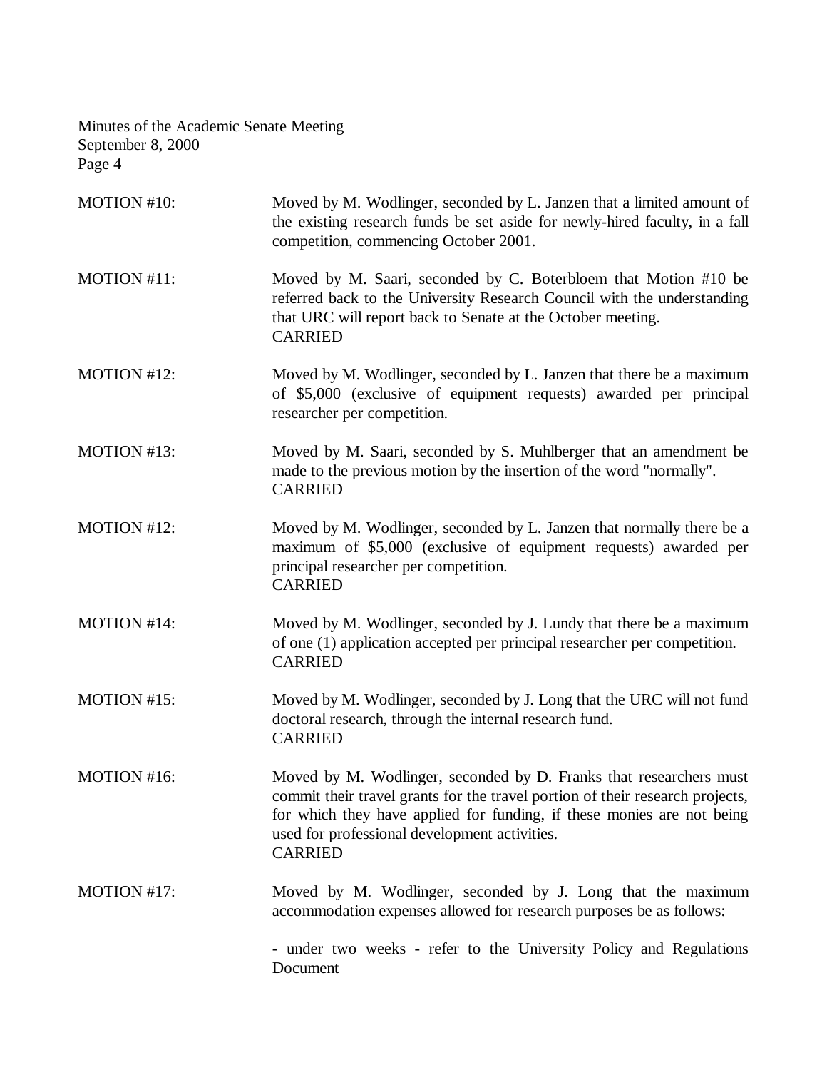MOTION #10: Moved by M. Wodlinger, seconded by L. Janzen that a limited amount of the existing research funds be set aside for newly-hired faculty, in a fall competition, commencing October 2001.

MOTION #11: Moved by M. Saari, seconded by C. Boterbloem that Motion #10 be referred back to the University Research Council with the understanding that URC will report back to Senate at the October meeting.
CARRIED

MOTION #12: Moved by M. Wodlinger, seconded by L. Janzen that there be a maximum of $5,000 (exclusive of equipment requests) awarded per principal researcher per competition.

MOTION #13: Moved by M. Saari, seconded by S. Muhlberger that an amendment be made to the previous motion by the insertion of the word "normally".
CARRIED

MOTION #12: Moved by M. Wodlinger, seconded by L. Janzen that normally there be a maximum of $5,000 (exclusive of equipment requests) awarded per principal researcher per competition.
CARRIED

MOTION #14: Moved by M. Wodlinger, seconded by J. Lundy that there be a maximum of one (1) application accepted per principal researcher per competition.
CARRIED

MOTION #15: Moved by M. Wodlinger, seconded by J. Long that the URC will not fund doctoral research, through the internal research fund.
CARRIED

MOTION #16: Moved by M. Wodlinger, seconded by D. Franks that researchers must commit their travel grants for the travel portion of their research projects, for which they have applied for funding, if these monies are not being used for professional development activities.
CARRIED

MOTION #17: Moved by M. Wodlinger, seconded by J. Long that the maximum accommodation expenses allowed for research purposes be as follows:

- under two weeks - refer to the University Policy and Regulations Document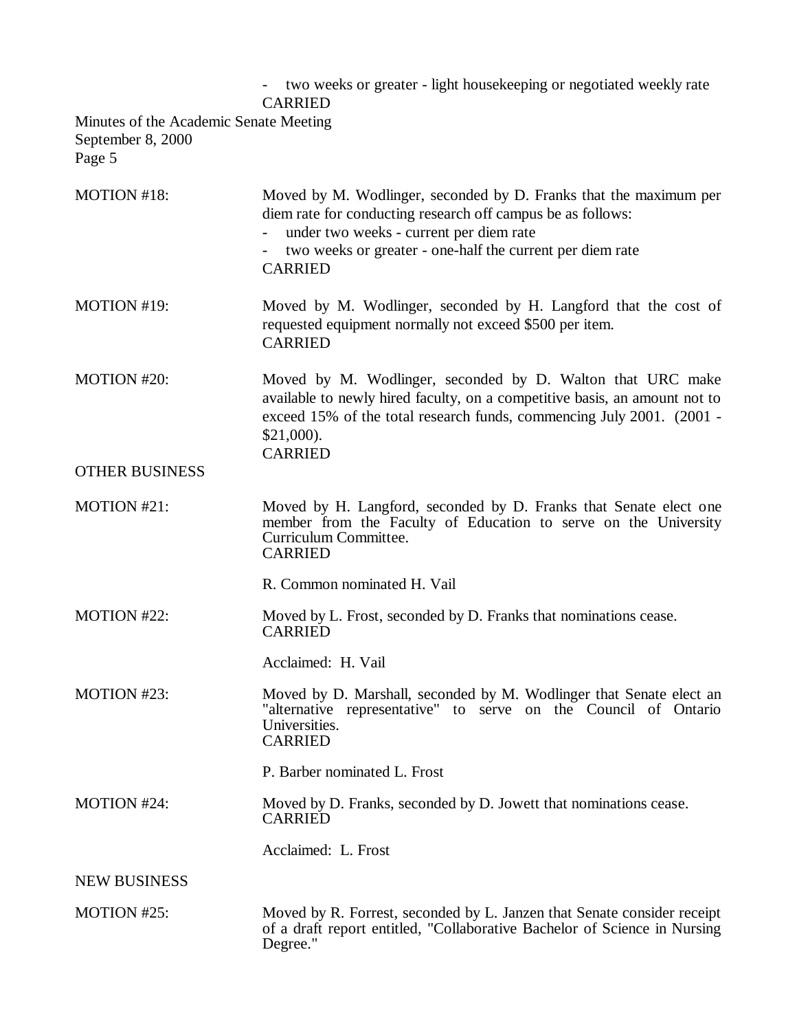- two weeks or greater - light housekeeping or negotiated weekly rate

CARRIED

MOTION #18: Moved by M. Wodlinger, seconded by D. Franks that the maximum per diem rate for conducting research off campus be as follows:

- under two weeks - current per diem rate
- two weeks or greater - one-half the current per diem rate

CARRIED

MOTION #19: Moved by M. Wodlinger, seconded by H. Langford that the cost of requested equipment normally not exceed $500 per item.

CARRIED

MOTION #20: Moved by M. Wodlinger, seconded by D. Walton that URC make available to newly hired faculty, on a competitive basis, an amount not to exceed 15% of the total research funds, commencing July 2001. (2001 - $21,000).

CARRIED

## OTHER BUSINESS

MOTION #21: Moved by H. Langford, seconded by D. Franks that Senate elect one member from the Faculty of Education to serve on the University Curriculum Committee.

CARRIED

R. Common nominated H. Vail

MOTION #22: Moved by L. Frost, seconded by D. Franks that nominations cease.

CARRIED

Acclaimed: H. Vail

MOTION #23: Moved by D. Marshall, seconded by M. Wodlinger that Senate elect an "alternative representative" to serve on the Council of Ontario Universities.

CARRIED

P. Barber nominated L. Frost

MOTION #24: Moved by D. Franks, seconded by D. Jowett that nominations cease.

CARRIED

Acclaimed: L. Frost

## NEW BUSINESS

MOTION #25: Moved by R. Forrest, seconded by L. Janzen that Senate consider receipt of a draft report entitled, "Collaborative Bachelor of Science in Nursing Degree."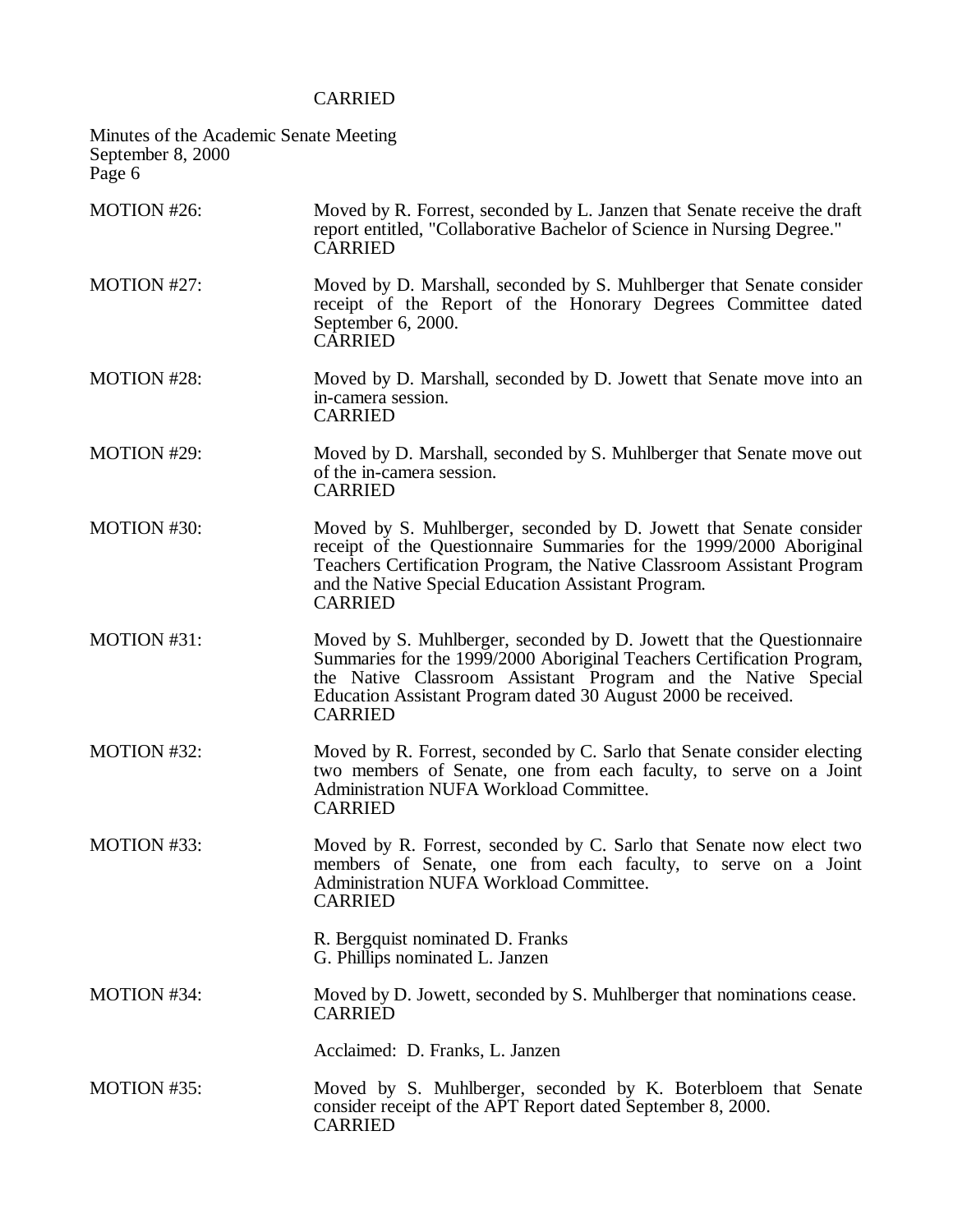CARRIED

MOTION #26: Moved by R. Forrest, seconded by L. Janzen that Senate receive the draft report entitled, "Collaborative Bachelor of Science in Nursing Degree."
CARRIED

MOTION #27: Moved by D. Marshall, seconded by S. Muhlberger that Senate consider receipt of the Report of the Honorary Degrees Committee dated September 6, 2000.
CARRIED

MOTION #28: Moved by D. Marshall, seconded by D. Jowett that Senate move into an in-camera session.
CARRIED

MOTION #29: Moved by D. Marshall, seconded by S. Muhlberger that Senate move out of the in-camera session.
CARRIED

MOTION #30: Moved by S. Muhlberger, seconded by D. Jowett that Senate consider receipt of the Questionnaire Summaries for the 1999/2000 Aboriginal Teachers Certification Program, the Native Classroom Assistant Program and the Native Special Education Assistant Program.
CARRIED

MOTION #31: Moved by S. Muhlberger, seconded by D. Jowett that the Questionnaire Summaries for the 1999/2000 Aboriginal Teachers Certification Program, the Native Classroom Assistant Program and the Native Special Education Assistant Program dated 30 August 2000 be received.
CARRIED

MOTION #32: Moved by R. Forrest, seconded by C. Sarlo that Senate consider electing two members of Senate, one from each faculty, to serve on a Joint Administration NUFA Workload Committee.
CARRIED

MOTION #33: Moved by R. Forrest, seconded by C. Sarlo that Senate now elect two members of Senate, one from each faculty, to serve on a Joint Administration NUFA Workload Committee.
CARRIED

R. Bergquist nominated D. Franks
G. Phillips nominated L. Janzen

MOTION #34: Moved by D. Jowett, seconded by S. Muhlberger that nominations cease.
CARRIED

Acclaimed: D. Franks, L. Janzen

MOTION #35: Moved by S. Muhlberger, seconded by K. Boterbloem that Senate consider receipt of the APT Report dated September 8, 2000.
CARRIED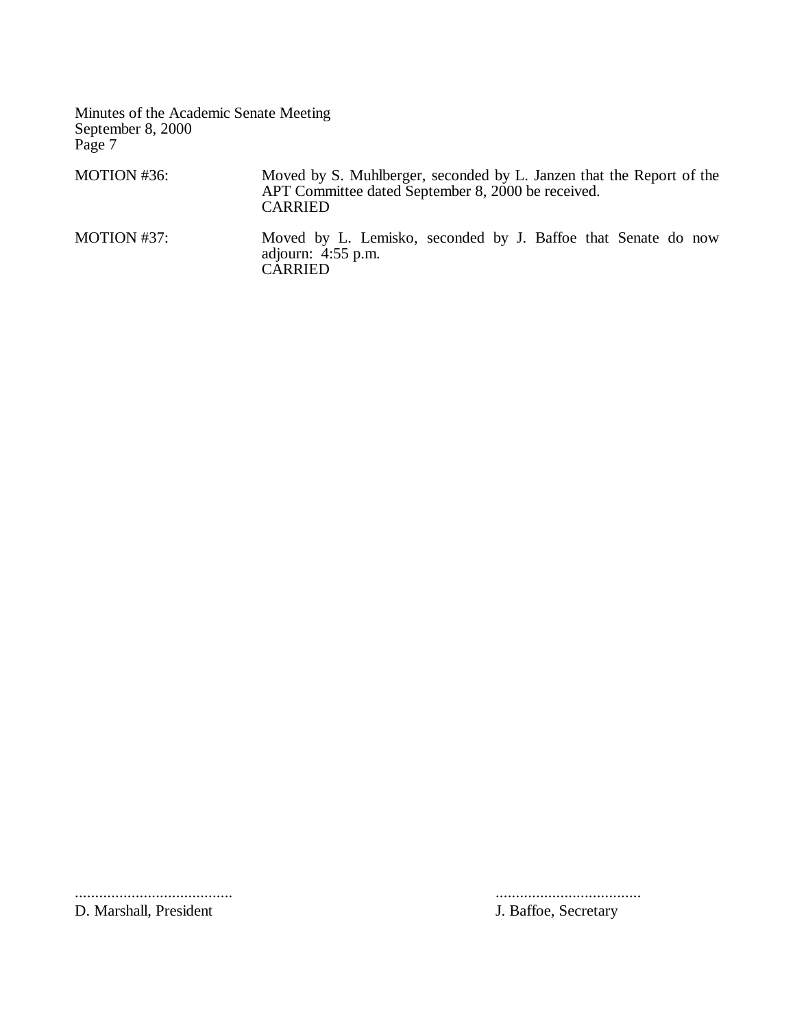MOTION #36: Moved by S. Muhlberger, seconded by L. Janzen that the Report of the APT Committee dated September 8, 2000 be received.
CARRIED

MOTION #37: Moved by L. Lemisko, seconded by J. Baffoe that Senate do now adjourn: 4:55 p.m.
CARRIED

| | |
|---|---|
| ....................................... | .................................... |
| D. Marshall, President | J. Baffoe, Secretary |